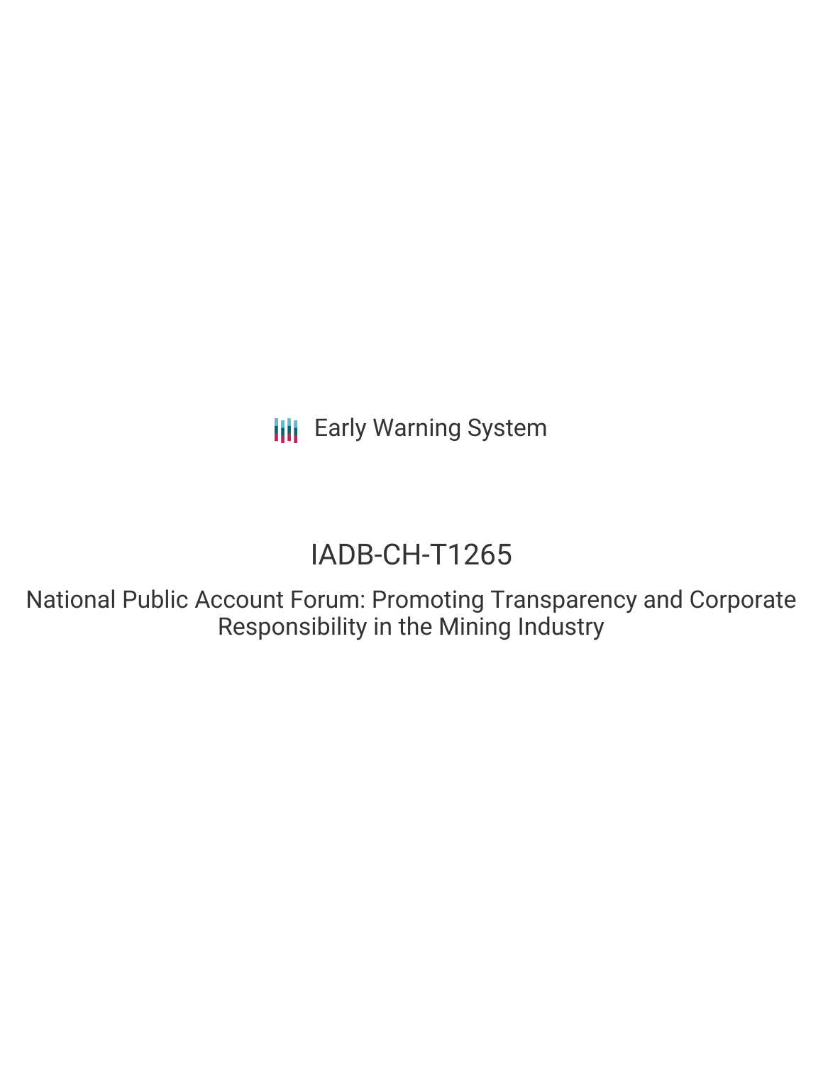Early Warning System

# IADB-CH-T1265

## National Public Account Forum: Promoting Transparency and Corporate Responsibility in the Mining Industry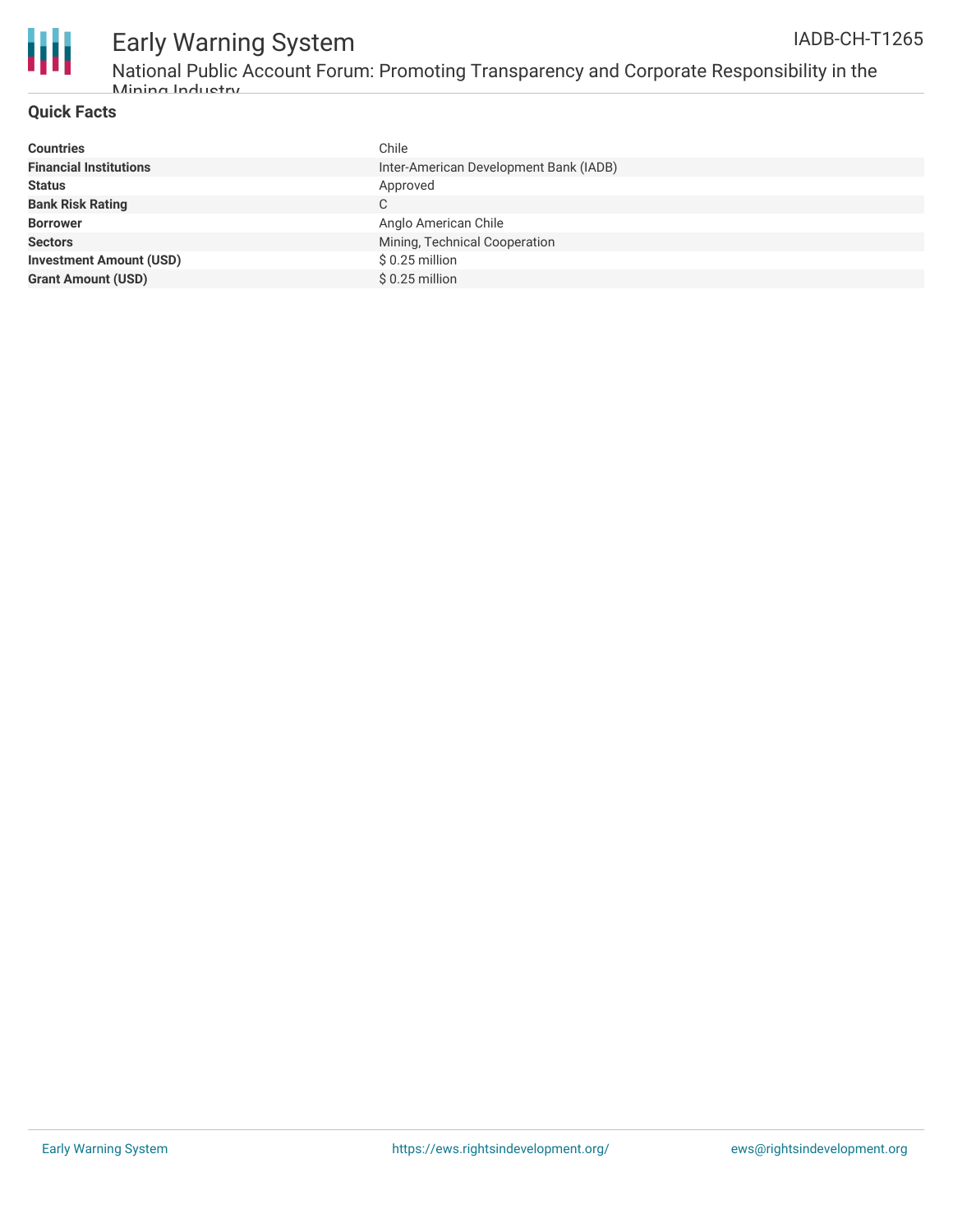## Quick Facts

| | |
|---|---|
| **Countries** | Chile |
| **Financial Institutions** | Inter-American Development Bank (IADB) |
| **Status** | Approved |
| **Bank Risk Rating** | C |
| **Borrower** | Anglo American Chile |
| **Sectors** | Mining, Technical Cooperation |
| **Investment Amount (USD)** | $ 0.25 million |
| **Grant Amount (USD)** | $ 0.25 million |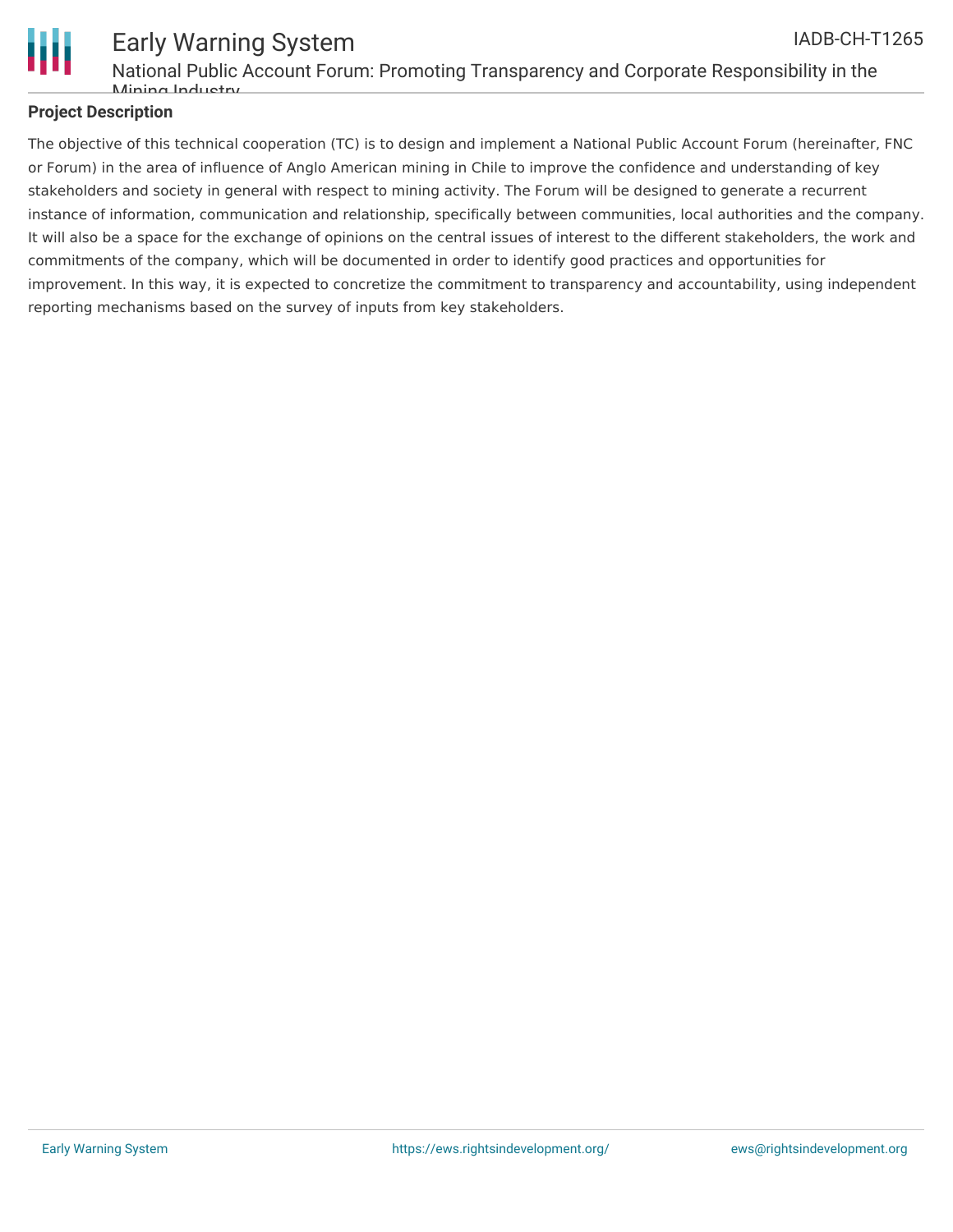## Project Description

The objective of this technical cooperation (TC) is to design and implement a National Public Account Forum (hereinafter, FNC or Forum) in the area of influence of Anglo American mining in Chile to improve the confidence and understanding of key stakeholders and society in general with respect to mining activity. The Forum will be designed to generate a recurrent instance of information, communication and relationship, specifically between communities, local authorities and the company. It will also be a space for the exchange of opinions on the central issues of interest to the different stakeholders, the work and commitments of the company, which will be documented in order to identify good practices and opportunities for improvement. In this way, it is expected to concretize the commitment to transparency and accountability, using independent reporting mechanisms based on the survey of inputs from key stakeholders.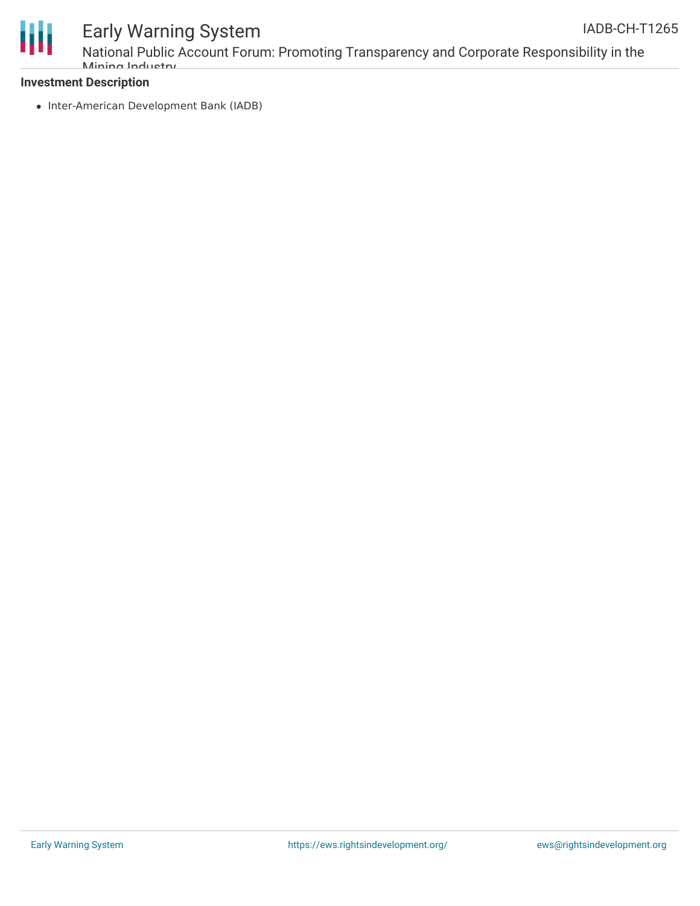### Investment Description

- Inter-American Development Bank (IADB)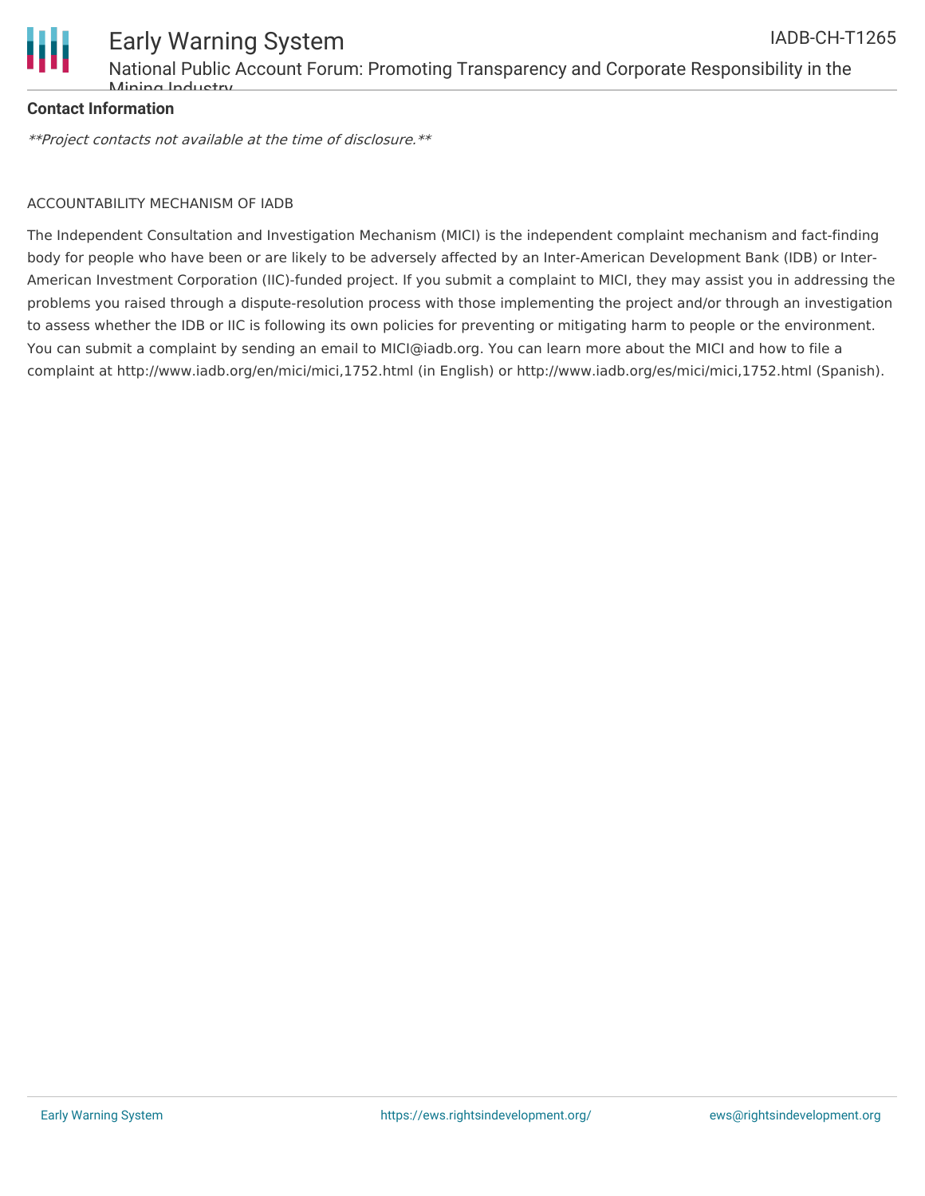**Contact Information**

*\*\*Project contacts not available at the time of disclosure.\*\**

ACCOUNTABILITY MECHANISM OF IADB

The Independent Consultation and Investigation Mechanism (MICI) is the independent complaint mechanism and fact-finding body for people who have been or are likely to be adversely affected by an Inter-American Development Bank (IDB) or Inter-American Investment Corporation (IIC)-funded project. If you submit a complaint to MICI, they may assist you in addressing the problems you raised through a dispute-resolution process with those implementing the project and/or through an investigation to assess whether the IDB or IIC is following its own policies for preventing or mitigating harm to people or the environment. You can submit a complaint by sending an email to MICI@iadb.org. You can learn more about the MICI and how to file a complaint at http://www.iadb.org/en/mici/mici,1752.html (in English) or http://www.iadb.org/es/mici/mici,1752.html (Spanish).